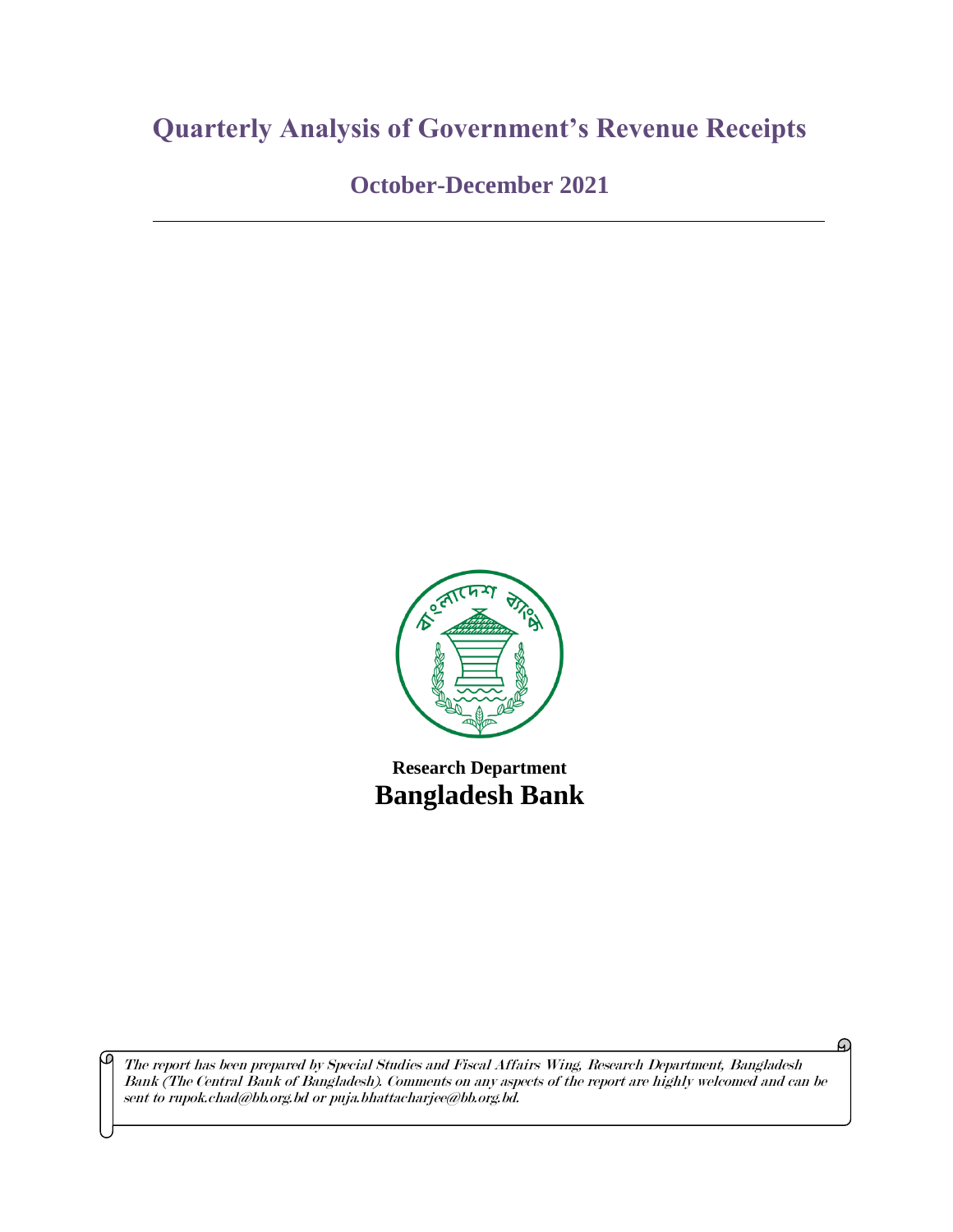# Quarterly Analysis of Government's Revenue Receipts

## October-December 2021

---

**Research Department**

**Bangladesh Bank**

*The report has been prepared by Special Studies and Fiscal Affairs Wing, Research Department, Bangladesh Bank (The Central Bank of Bangladesh). Comments on any aspects of the report are highly welcomed and can be sent to rupok.chad@bb.org.bd or puja.bhattacharjee@bb.org.bd.*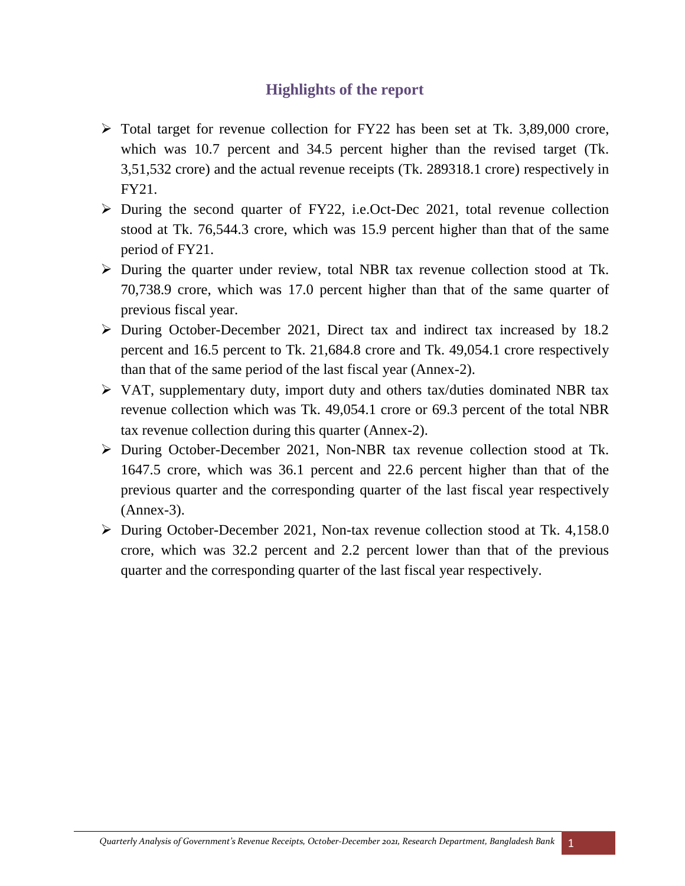## Highlights of the report

- Total target for revenue collection for FY22 has been set at Tk. 3,89,000 crore, which was 10.7 percent and 34.5 percent higher than the revised target (Tk. 3,51,532 crore) and the actual revenue receipts (Tk. 289318.1 crore) respectively in FY21.
- During the second quarter of FY22, i.e.Oct-Dec 2021, total revenue collection stood at Tk. 76,544.3 crore, which was 15.9 percent higher than that of the same period of FY21.
- During the quarter under review, total NBR tax revenue collection stood at Tk. 70,738.9 crore, which was 17.0 percent higher than that of the same quarter of previous fiscal year.
- During October-December 2021, Direct tax and indirect tax increased by 18.2 percent and 16.5 percent to Tk. 21,684.8 crore and Tk. 49,054.1 crore respectively than that of the same period of the last fiscal year (Annex-2).
- VAT, supplementary duty, import duty and others tax/duties dominated NBR tax revenue collection which was Tk. 49,054.1 crore or 69.3 percent of the total NBR tax revenue collection during this quarter (Annex-2).
- During October-December 2021, Non-NBR tax revenue collection stood at Tk. 1647.5 crore, which was 36.1 percent and 22.6 percent higher than that of the previous quarter and the corresponding quarter of the last fiscal year respectively (Annex-3).
- During October-December 2021, Non-tax revenue collection stood at Tk. 4,158.0 crore, which was 32.2 percent and 2.2 percent lower than that of the previous quarter and the corresponding quarter of the last fiscal year respectively.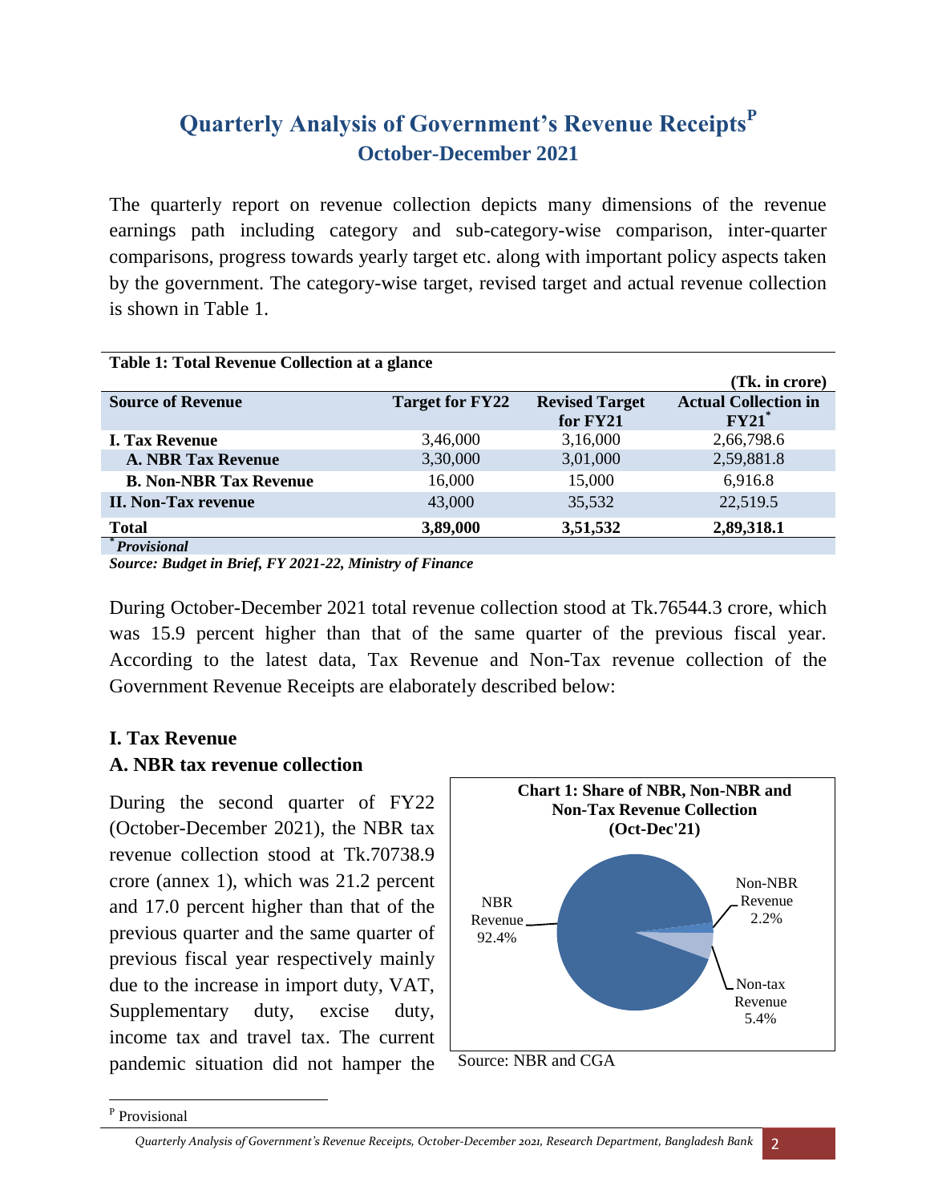# Quarterly Analysis of Government's Revenue Receipts[P]

## October-December 2021

The quarterly report on revenue collection depicts many dimensions of the revenue earnings path including category and sub-category-wise comparison, inter-quarter comparisons, progress towards yearly target etc. along with important policy aspects taken by the government. The category-wise target, revised target and actual revenue collection is shown in Table 1.

**Table 1: Total Revenue Collection at a glance**

**(Tk. in crore)**

| Source of Revenue | Target for FY22 | Revised Target for FY21 | Actual Collection in FY21* |
|---|---|---|---|
| **I. Tax Revenue** | 3,46,000 | 3,16,000 | 2,66,798.6 |
| **A. NBR Tax Revenue** | 3,30,000 | 3,01,000 | 2,59,881.8 |
| **B. Non-NBR Tax Revenue** | 16,000 | 15,000 | 6,916.8 |
| **II. Non-Tax revenue** | 43,000 | 35,532 | 22,519.5 |
| **Total** | **3,89,000** | **3,51,532** | **2,89,318.1** |

*\* Provisional*

***Source: Budget in Brief, FY 2021-22, Ministry of Finance***

During October-December 2021 total revenue collection stood at Tk.76544.3 crore, which was 15.9 percent higher than that of the same quarter of the previous fiscal year. According to the latest data, Tax Revenue and Non-Tax revenue collection of the Government Revenue Receipts are elaborately described below:

### I. Tax Revenue

### A. NBR tax revenue collection

During the second quarter of FY22 (October-December 2021), the NBR tax revenue collection stood at Tk.70738.9 crore (annex 1), which was 21.2 percent and 17.0 percent higher than that of the previous quarter and the same quarter of previous fiscal year respectively mainly due to the increase in import duty, VAT, Supplementary duty, excise duty, income tax and travel tax. The current pandemic situation did not hamper the

**Chart 1: Share of NBR, Non-NBR and Non-Tax Revenue Collection (Oct-Dec'21)**

| Category | Share |
|---|---|
| NBR Revenue | 92.4% |
| Non-NBR Revenue | 2.2% |
| Non-tax Revenue | 5.4% |

Source: NBR and CGA

[P] Provisional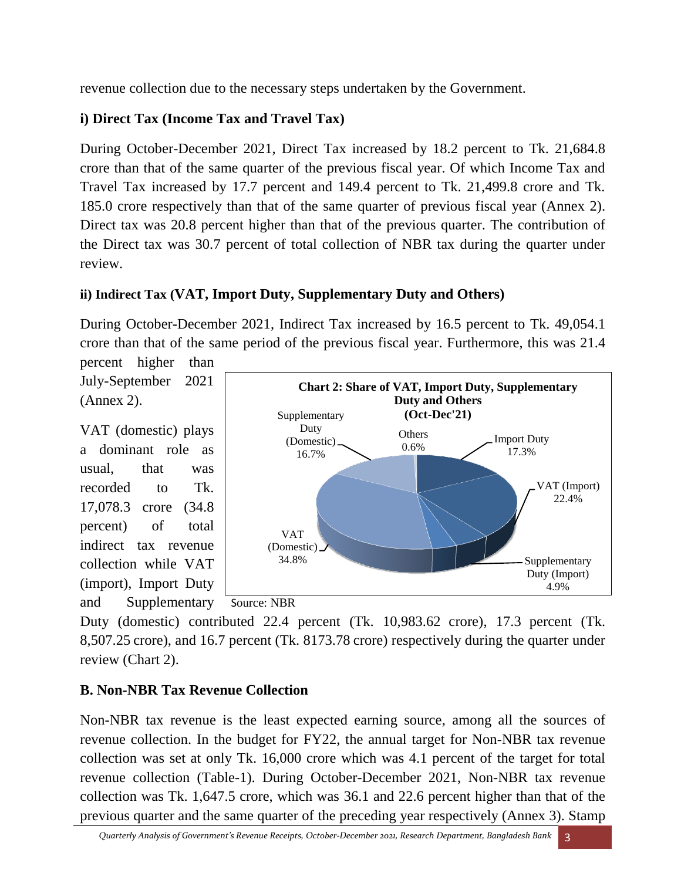revenue collection due to the necessary steps undertaken by the Government.

### i) Direct Tax (Income Tax and Travel Tax)

During October-December 2021, Direct Tax increased by 18.2 percent to Tk. 21,684.8 crore than that of the same quarter of the previous fiscal year. Of which Income Tax and Travel Tax increased by 17.7 percent and 149.4 percent to Tk. 21,499.8 crore and Tk. 185.0 crore respectively than that of the same quarter of previous fiscal year (Annex 2). Direct tax was 20.8 percent higher than that of the previous quarter. The contribution of the Direct tax was 30.7 percent of total collection of NBR tax during the quarter under review.

### ii) Indirect Tax (VAT, Import Duty, Supplementary Duty and Others)

During October-December 2021, Indirect Tax increased by 16.5 percent to Tk. 49,054.1 crore than that of the same period of the previous fiscal year. Furthermore, this was 21.4 percent higher than July-September 2021 (Annex 2).

**Chart 2: Share of VAT, Import Duty, Supplementary Duty and Others (Oct-Dec'21)**

| Component | Share |
|---|---|
| Import Duty | 17.3% |
| VAT (Import) | 22.4% |
| Supplementary Duty (Import) | 4.9% |
| VAT (Domestic) | 34.8% |
| Supplementary Duty (Domestic) | 16.7% |
| Others | 0.6% |

Source: NBR

VAT (domestic) plays a dominant role as usual, that was recorded to Tk. 17,078.3 crore (34.8 percent) of total indirect tax revenue collection while VAT (import), Import Duty and Supplementary Duty (domestic) contributed 22.4 percent (Tk. 10,983.62 crore), 17.3 percent (Tk. 8,507.25 crore), and 16.7 percent (Tk. 8173.78 crore) respectively during the quarter under review (Chart 2).

## B. Non-NBR Tax Revenue Collection

Non-NBR tax revenue is the least expected earning source, among all the sources of revenue collection. In the budget for FY22, the annual target for Non-NBR tax revenue collection was set at only Tk. 16,000 crore which was 4.1 percent of the target for total revenue collection (Table-1). During October-December 2021, Non-NBR tax revenue collection was Tk. 1,647.5 crore, which was 36.1 and 22.6 percent higher than that of the previous quarter and the same quarter of the preceding year respectively (Annex 3). Stamp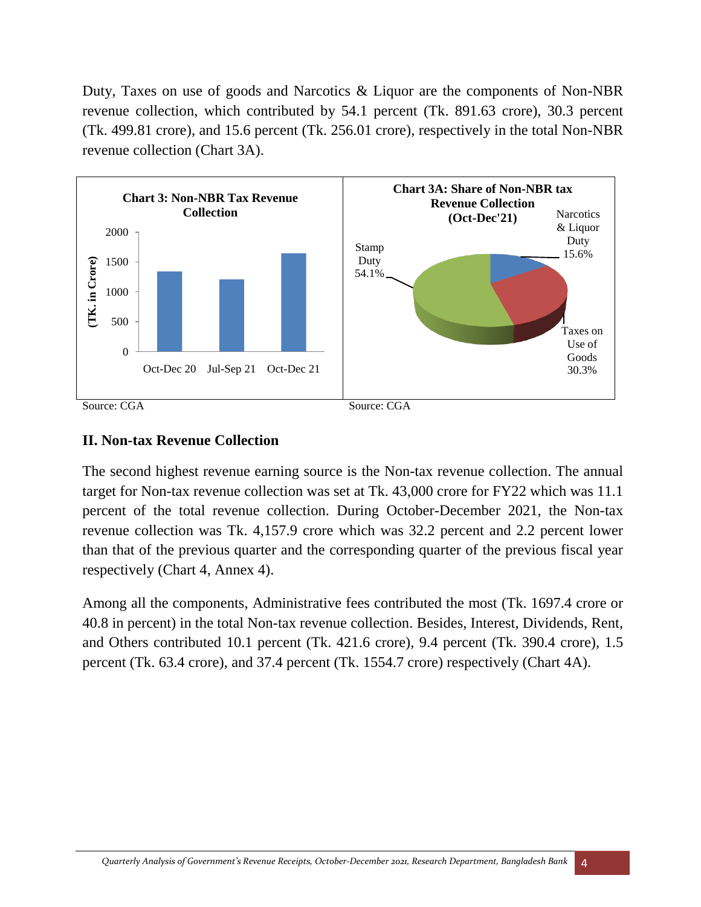Duty, Taxes on use of goods and Narcotics & Liquor are the components of Non-NBR revenue collection, which contributed by 54.1 percent (Tk. 891.63 crore), 30.3 percent (Tk. 499.81 crore), and 15.6 percent (Tk. 256.01 crore), respectively in the total Non-NBR revenue collection (Chart 3A).

**Chart 3: Non-NBR Tax Revenue Collection**

Source: CGA

**Chart 3A: Share of Non-NBR tax Revenue Collection (Oct-Dec'21)**

Source: CGA

## II. Non-tax Revenue Collection

The second highest revenue earning source is the Non-tax revenue collection. The annual target for Non-tax revenue collection was set at Tk. 43,000 crore for FY22 which was 11.1 percent of the total revenue collection. During October-December 2021, the Non-tax revenue collection was Tk. 4,157.9 crore which was 32.2 percent and 2.2 percent lower than that of the previous quarter and the corresponding quarter of the previous fiscal year respectively (Chart 4, Annex 4).

Among all the components, Administrative fees contributed the most (Tk. 1697.4 crore or 40.8 in percent) in the total Non-tax revenue collection. Besides, Interest, Dividends, Rent, and Others contributed 10.1 percent (Tk. 421.6 crore), 9.4 percent (Tk. 390.4 crore), 1.5 percent (Tk. 63.4 crore), and 37.4 percent (Tk. 1554.7 crore) respectively (Chart 4A).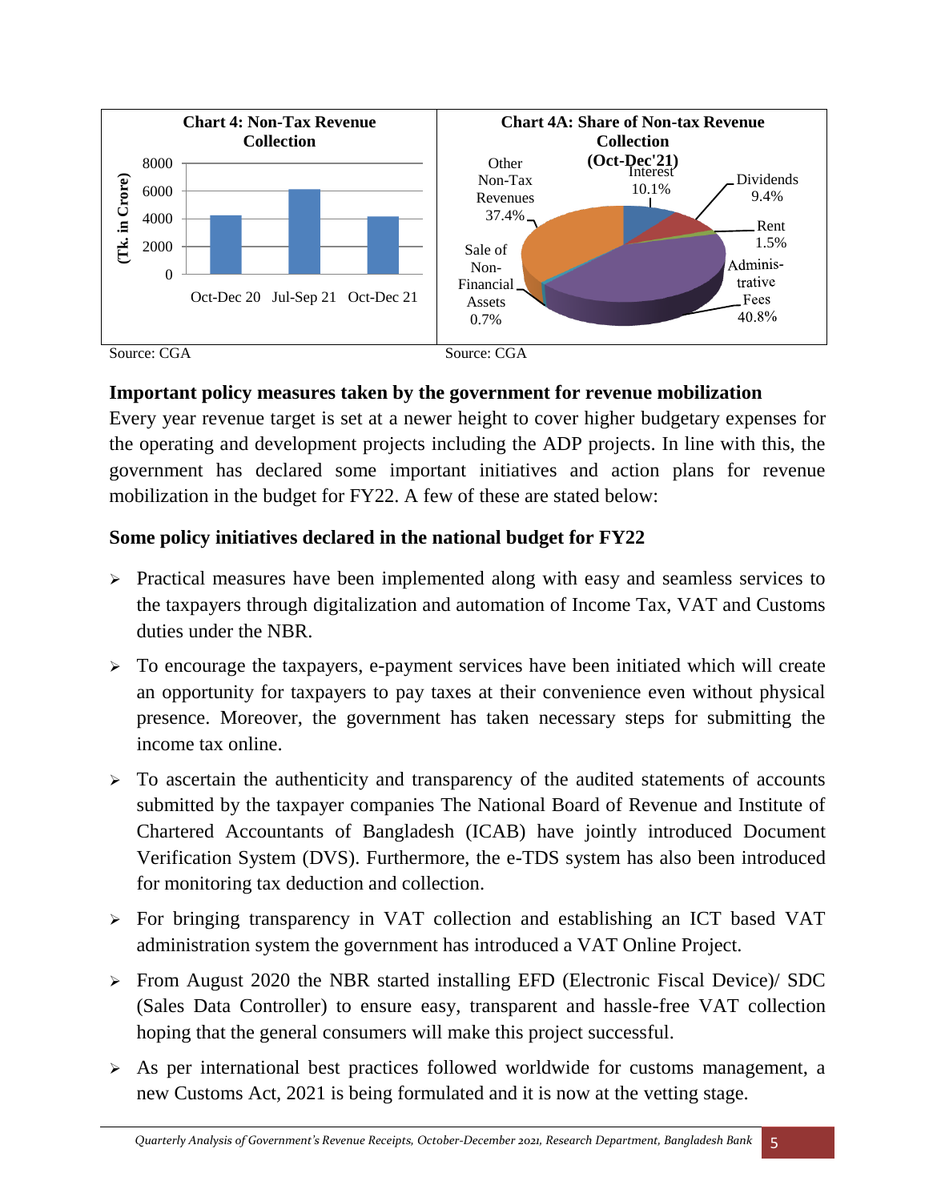**Chart 4: Non-Tax Revenue Collection**

Source: CGA

**Chart 4A: Share of Non-tax Revenue Collection (Oct-Dec'21)**

Source: CGA

### Important policy measures taken by the government for revenue mobilization

Every year revenue target is set at a newer height to cover higher budgetary expenses for the operating and development projects including the ADP projects. In line with this, the government has declared some important initiatives and action plans for revenue mobilization in the budget for FY22. A few of these are stated below:

### Some policy initiatives declared in the national budget for FY22

- Practical measures have been implemented along with easy and seamless services to the taxpayers through digitalization and automation of Income Tax, VAT and Customs duties under the NBR.
- To encourage the taxpayers, e-payment services have been initiated which will create an opportunity for taxpayers to pay taxes at their convenience even without physical presence. Moreover, the government has taken necessary steps for submitting the income tax online.
- To ascertain the authenticity and transparency of the audited statements of accounts submitted by the taxpayer companies The National Board of Revenue and Institute of Chartered Accountants of Bangladesh (ICAB) have jointly introduced Document Verification System (DVS). Furthermore, the e-TDS system has also been introduced for monitoring tax deduction and collection.
- For bringing transparency in VAT collection and establishing an ICT based VAT administration system the government has introduced a VAT Online Project.
- From August 2020 the NBR started installing EFD (Electronic Fiscal Device)/ SDC (Sales Data Controller) to ensure easy, transparent and hassle-free VAT collection hoping that the general consumers will make this project successful.
- As per international best practices followed worldwide for customs management, a new Customs Act, 2021 is being formulated and it is now at the vetting stage.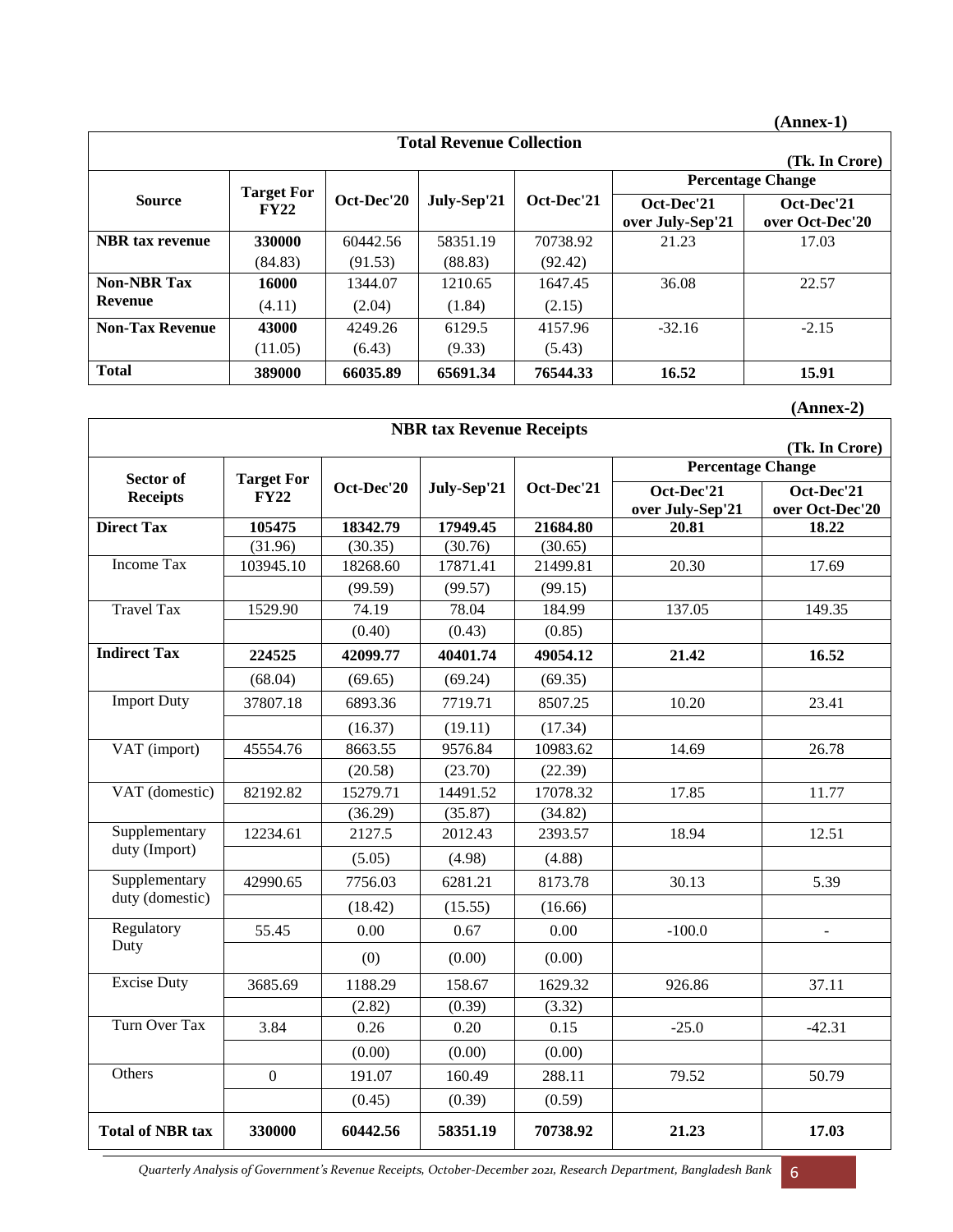(Annex-1)

**Total Revenue Collection**

(Tk. In Crore)

| Source | Target For FY22 | Oct-Dec'20 | July-Sep'21 | Oct-Dec'21 | Percentage Change | |
|---|---|---|---|---|---|---|
| | | | | | Oct-Dec'21 over July-Sep'21 | Oct-Dec'21 over Oct-Dec'20 |
| **NBR tax revenue** | **330000** | 60442.56 | 58351.19 | 70738.92 | 21.23 | 17.03 |
| | (84.83) | (91.53) | (88.83) | (92.42) | | |
| **Non-NBR Tax Revenue** | **16000** | 1344.07 | 1210.65 | 1647.45 | 36.08 | 22.57 |
| | (4.11) | (2.04) | (1.84) | (2.15) | | |
| **Non-Tax Revenue** | **43000** | 4249.26 | 6129.5 | 4157.96 | -32.16 | -2.15 |
| | (11.05) | (6.43) | (9.33) | (5.43) | | |
| **Total** | **389000** | **66035.89** | **65691.34** | **76544.33** | **16.52** | **15.91** |

(Annex-2)

**NBR tax Revenue Receipts**

(Tk. In Crore)

| Sector of Receipts | Target For FY22 | Oct-Dec'20 | July-Sep'21 | Oct-Dec'21 | Percentage Change | |
|---|---|---|---|---|---|---|
| | | | | | Oct-Dec'21 over July-Sep'21 | Oct-Dec'21 over Oct-Dec'20 |
| **Direct Tax** | **105475** | **18342.79** | **17949.45** | **21684.80** | **20.81** | **18.22** |
| | (31.96) | (30.35) | (30.76) | (30.65) | | |
| Income Tax | 103945.10 | 18268.60 | 17871.41 | 21499.81 | 20.30 | 17.69 |
| | | (99.59) | (99.57) | (99.15) | | |
| Travel Tax | 1529.90 | 74.19 | 78.04 | 184.99 | 137.05 | 149.35 |
| | | (0.40) | (0.43) | (0.85) | | |
| **Indirect Tax** | **224525** | **42099.77** | **40401.74** | **49054.12** | **21.42** | **16.52** |
| | (68.04) | (69.65) | (69.24) | (69.35) | | |
| Import Duty | 37807.18 | 6893.36 | 7719.71 | 8507.25 | 10.20 | 23.41 |
| | | (16.37) | (19.11) | (17.34) | | |
| VAT (import) | 45554.76 | 8663.55 | 9576.84 | 10983.62 | 14.69 | 26.78 |
| | | (20.58) | (23.70) | (22.39) | | |
| VAT (domestic) | 82192.82 | 15279.71 | 14491.52 | 17078.32 | 17.85 | 11.77 |
| | | (36.29) | (35.87) | (34.82) | | |
| Supplementary duty (Import) | 12234.61 | 2127.5 | 2012.43 | 2393.57 | 18.94 | 12.51 |
| | | (5.05) | (4.98) | (4.88) | | |
| Supplementary duty (domestic) | 42990.65 | 7756.03 | 6281.21 | 8173.78 | 30.13 | 5.39 |
| | | (18.42) | (15.55) | (16.66) | | |
| Regulatory Duty | 55.45 | 0.00 | 0.67 | 0.00 | -100.0 | - |
| | | (0) | (0.00) | (0.00) | | |
| Excise Duty | 3685.69 | 1188.29 | 158.67 | 1629.32 | 926.86 | 37.11 |
| | | (2.82) | (0.39) | (3.32) | | |
| Turn Over Tax | 3.84 | 0.26 | 0.20 | 0.15 | -25.0 | -42.31 |
| | | (0.00) | (0.00) | (0.00) | | |
| Others | 0 | 191.07 | 160.49 | 288.11 | 79.52 | 50.79 |
| | | (0.45) | (0.39) | (0.59) | | |
| **Total of NBR tax** | **330000** | **60442.56** | **58351.19** | **70738.92** | **21.23** | **17.03** |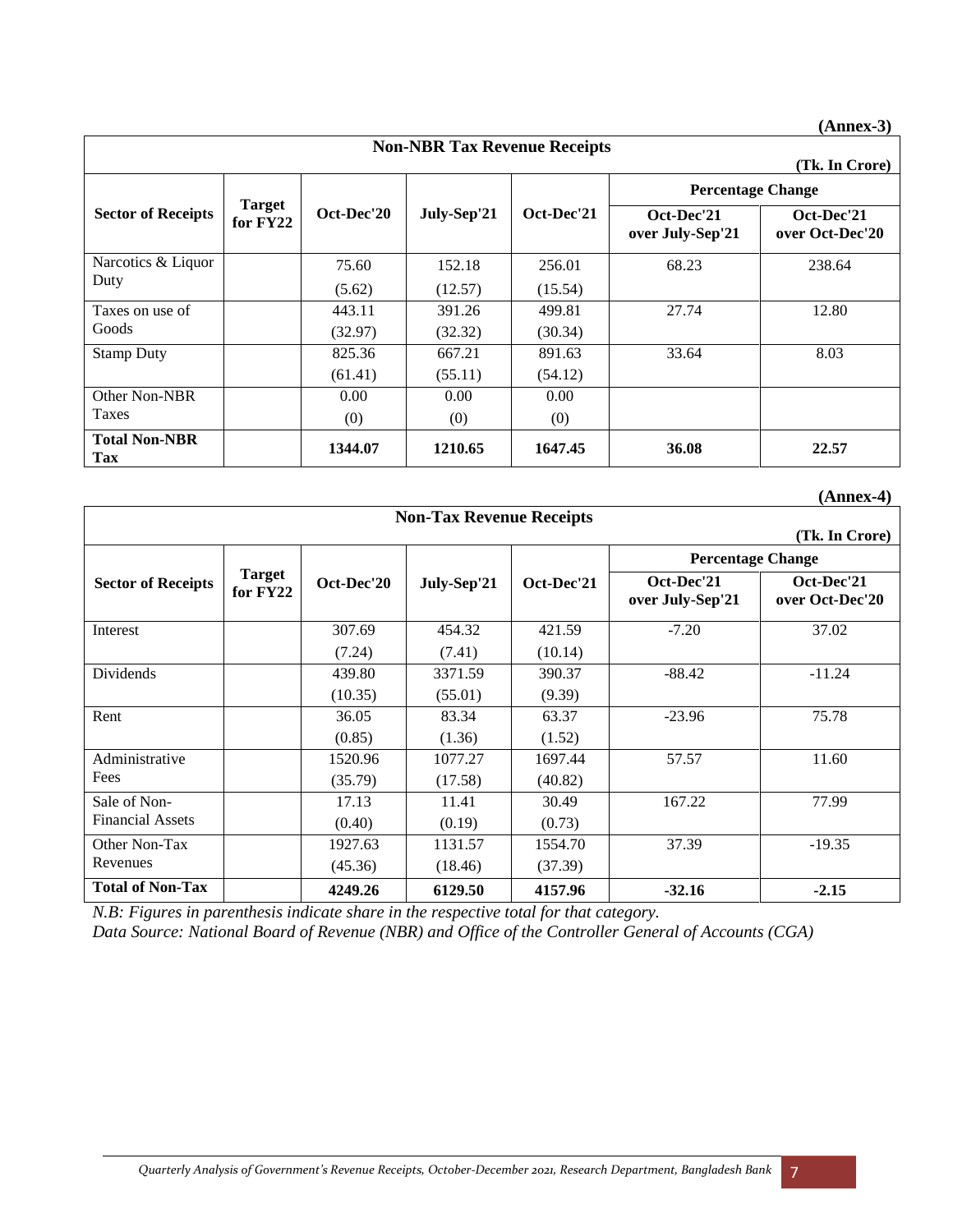(Annex-3)

| Non-NBR Tax Revenue Receipts | | | | | | |
|---|---|---|---|---|---|---|
| (Tk. In Crore) | | | | | | |
| Sector of Receipts | Target for FY22 | Oct-Dec'20 | July-Sep'21 | Oct-Dec'21 | Percentage Change | |
| | | | | | Oct-Dec'21 over July-Sep'21 | Oct-Dec'21 over Oct-Dec'20 |
| Narcotics & Liquor Duty | | 75.60 (5.62) | 152.18 (12.57) | 256.01 (15.54) | 68.23 | 238.64 |
| Taxes on use of Goods | | 443.11 (32.97) | 391.26 (32.32) | 499.81 (30.34) | 27.74 | 12.80 |
| Stamp Duty | | 825.36 (61.41) | 667.21 (55.11) | 891.63 (54.12) | 33.64 | 8.03 |
| Other Non-NBR Taxes | | 0.00 (0) | 0.00 (0) | 0.00 (0) | | |
| **Total Non-NBR Tax** | | **1344.07** | **1210.65** | **1647.45** | **36.08** | **22.57** |

(Annex-4)

| Non-Tax Revenue Receipts | | | | | | |
|---|---|---|---|---|---|---|
| (Tk. In Crore) | | | | | | |
| Sector of Receipts | Target for FY22 | Oct-Dec'20 | July-Sep'21 | Oct-Dec'21 | Percentage Change | |
| | | | | | Oct-Dec'21 over July-Sep'21 | Oct-Dec'21 over Oct-Dec'20 |
| Interest | | 307.69 (7.24) | 454.32 (7.41) | 421.59 (10.14) | -7.20 | 37.02 |
| Dividends | | 439.80 (10.35) | 3371.59 (55.01) | 390.37 (9.39) | -88.42 | -11.24 |
| Rent | | 36.05 (0.85) | 83.34 (1.36) | 63.37 (1.52) | -23.96 | 75.78 |
| Administrative Fees | | 1520.96 (35.79) | 1077.27 (17.58) | 1697.44 (40.82) | 57.57 | 11.60 |
| Sale of Non-Financial Assets | | 17.13 (0.40) | 11.41 (0.19) | 30.49 (0.73) | 167.22 | 77.99 |
| Other Non-Tax Revenues | | 1927.63 (45.36) | 1131.57 (18.46) | 1554.70 (37.39) | 37.39 | -19.35 |
| **Total of Non-Tax** | | **4249.26** | **6129.50** | **4157.96** | **-32.16** | **-2.15** |

*N.B: Figures in parenthesis indicate share in the respective total for that category.*
*Data Source: National Board of Revenue (NBR) and Office of the Controller General of Accounts (CGA)*